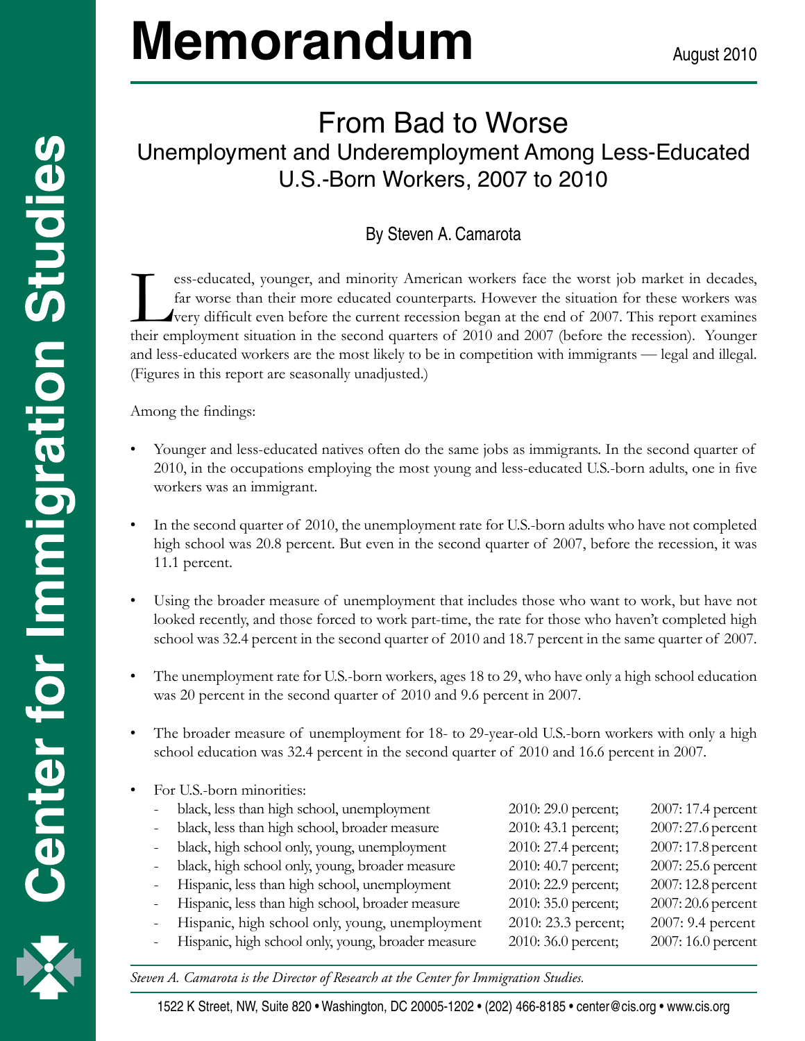# Memorandum

August 2010

## From Bad to Worse

### Unemployment and Underemployment Among Less-Educated U.S.-Born Workers, 2007 to 2010

By Steven A. Camarota

Less-educated, younger, and minority American workers face the worst job market in decades, far worse than their more educated counterparts. However the situation for these workers was very difficult even before the current recession began at the end of 2007. This report examines their employment situation in the second quarters of 2010 and 2007 (before the recession). Younger and less-educated workers are the most likely to be in competition with immigrants — legal and illegal. (Figures in this report are seasonally unadjusted.)

Among the findings:

- Younger and less-educated natives often do the same jobs as immigrants. In the second quarter of 2010, in the occupations employing the most young and less-educated U.S.-born adults, one in five workers was an immigrant.
- In the second quarter of 2010, the unemployment rate for U.S.-born adults who have not completed high school was 20.8 percent. But even in the second quarter of 2007, before the recession, it was 11.1 percent.
- Using the broader measure of unemployment that includes those who want to work, but have not looked recently, and those forced to work part-time, the rate for those who haven't completed high school was 32.4 percent in the second quarter of 2010 and 18.7 percent in the same quarter of 2007.
- The unemployment rate for U.S.-born workers, ages 18 to 29, who have only a high school education was 20 percent in the second quarter of 2010 and 9.6 percent in 2007.
- The broader measure of unemployment for 18- to 29-year-old U.S.-born workers with only a high school education was 32.4 percent in the second quarter of 2010 and 16.6 percent in 2007.
- For U.S.-born minorities:
  - black, less than high school, unemployment 2010: 29.0 percent; 2007: 17.4 percent
  - black, less than high school, broader measure 2010: 43.1 percent; 2007: 27.6 percent
  - black, high school only, young, unemployment 2010: 27.4 percent; 2007: 17.8 percent
  - black, high school only, young, broader measure 2010: 40.7 percent; 2007: 25.6 percent
  - Hispanic, less than high school, unemployment 2010: 22.9 percent; 2007: 12.8 percent
  - Hispanic, less than high school, broader measure 2010: 35.0 percent; 2007: 20.6 percent
  - Hispanic, high school only, young, unemployment 2010: 23.3 percent; 2007: 9.4 percent
  - Hispanic, high school only, young, broader measure 2010: 36.0 percent; 2007: 16.0 percent

*Steven A. Camarota is the Director of Research at the Center for Immigration Studies.*

1522 K Street, NW, Suite 820 • Washington, DC 20005-1202 • (202) 466-8185 • center@cis.org • www.cis.org

Center for Immigration Studies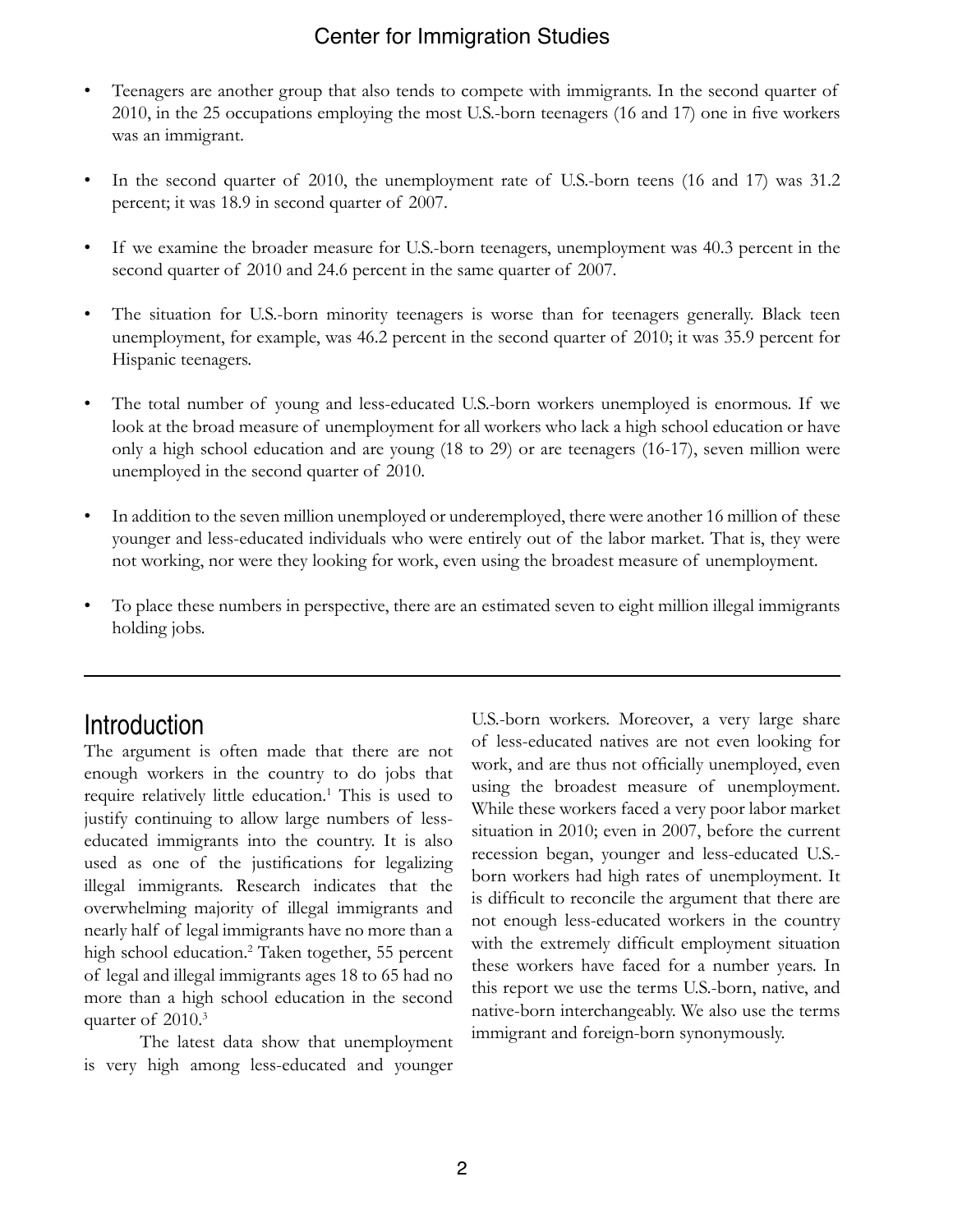- Teenagers are another group that also tends to compete with immigrants. In the second quarter of 2010, in the 25 occupations employing the most U.S.-born teenagers (16 and 17) one in five workers was an immigrant.

- In the second quarter of 2010, the unemployment rate of U.S.-born teens (16 and 17) was 31.2 percent; it was 18.9 in second quarter of 2007.

- If we examine the broader measure for U.S.-born teenagers, unemployment was 40.3 percent in the second quarter of 2010 and 24.6 percent in the same quarter of 2007.

- The situation for U.S.-born minority teenagers is worse than for teenagers generally. Black teen unemployment, for example, was 46.2 percent in the second quarter of 2010; it was 35.9 percent for Hispanic teenagers.

- The total number of young and less-educated U.S.-born workers unemployed is enormous. If we look at the broad measure of unemployment for all workers who lack a high school education or have only a high school education and are young (18 to 29) or are teenagers (16-17), seven million were unemployed in the second quarter of 2010.

- In addition to the seven million unemployed or underemployed, there were another 16 million of these younger and less-educated individuals who were entirely out of the labor market. That is, they were not working, nor were they looking for work, even using the broadest measure of unemployment.

- To place these numbers in perspective, there are an estimated seven to eight million illegal immigrants holding jobs.

---

## Introduction

The argument is often made that there are not enough workers in the country to do jobs that require relatively little education.[1] This is used to justify continuing to allow large numbers of less-educated immigrants into the country. It is also used as one of the justifications for legalizing illegal immigrants. Research indicates that the overwhelming majority of illegal immigrants and nearly half of legal immigrants have no more than a high school education.[2] Taken together, 55 percent of legal and illegal immigrants ages 18 to 65 had no more than a high school education in the second quarter of 2010.[3]

The latest data show that unemployment is very high among less-educated and younger U.S.-born workers. Moreover, a very large share of less-educated natives are not even looking for work, and are thus not officially unemployed, even using the broadest measure of unemployment. While these workers faced a very poor labor market situation in 2010; even in 2007, before the current recession began, younger and less-educated U.S.-born workers had high rates of unemployment. It is difficult to reconcile the argument that there are not enough less-educated workers in the country with the extremely difficult employment situation these workers have faced for a number years. In this report we use the terms U.S.-born, native, and native-born interchangeably. We also use the terms immigrant and foreign-born synonymously.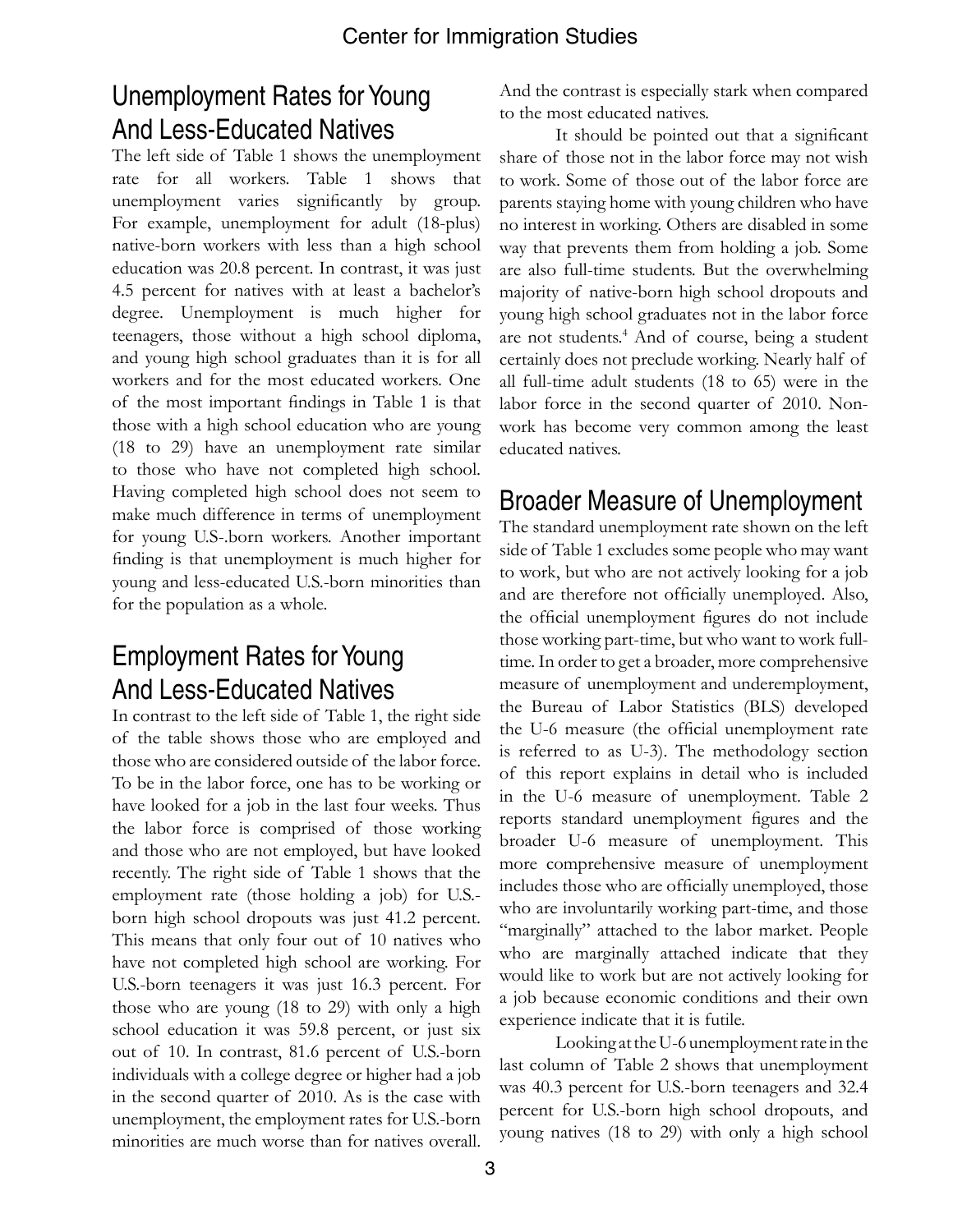## Unemployment Rates for Young And Less-Educated Natives

The left side of Table 1 shows the unemployment rate for all workers. Table 1 shows that unemployment varies significantly by group. For example, unemployment for adult (18-plus) native-born workers with less than a high school education was 20.8 percent. In contrast, it was just 4.5 percent for natives with at least a bachelor's degree. Unemployment is much higher for teenagers, those without a high school diploma, and young high school graduates than it is for all workers and for the most educated workers. One of the most important findings in Table 1 is that those with a high school education who are young (18 to 29) have an unemployment rate similar to those who have not completed high school. Having completed high school does not seem to make much difference in terms of unemployment for young U.S-.born workers. Another important finding is that unemployment is much higher for young and less-educated U.S.-born minorities than for the population as a whole.

## Employment Rates for Young And Less-Educated Natives

In contrast to the left side of Table 1, the right side of the table shows those who are employed and those who are considered outside of the labor force. To be in the labor force, one has to be working or have looked for a job in the last four weeks. Thus the labor force is comprised of those working and those who are not employed, but have looked recently. The right side of Table 1 shows that the employment rate (those holding a job) for U.S.-born high school dropouts was just 41.2 percent. This means that only four out of 10 natives who have not completed high school are working. For U.S.-born teenagers it was just 16.3 percent. For those who are young (18 to 29) with only a high school education it was 59.8 percent, or just six out of 10. In contrast, 81.6 percent of U.S.-born individuals with a college degree or higher had a job in the second quarter of 2010. As is the case with unemployment, the employment rates for U.S.-born minorities are much worse than for natives overall. And the contrast is especially stark when compared to the most educated natives.

It should be pointed out that a significant share of those not in the labor force may not wish to work. Some of those out of the labor force are parents staying home with young children who have no interest in working. Others are disabled in some way that prevents them from holding a job. Some are also full-time students. But the overwhelming majority of native-born high school dropouts and young high school graduates not in the labor force are not students.[4] And of course, being a student certainly does not preclude working. Nearly half of all full-time adult students (18 to 65) were in the labor force in the second quarter of 2010. Non-work has become very common among the least educated natives.

## Broader Measure of Unemployment

The standard unemployment rate shown on the left side of Table 1 excludes some people who may want to work, but who are not actively looking for a job and are therefore not officially unemployed. Also, the official unemployment figures do not include those working part-time, but who want to work full-time. In order to get a broader, more comprehensive measure of unemployment and underemployment, the Bureau of Labor Statistics (BLS) developed the U-6 measure (the official unemployment rate is referred to as U-3). The methodology section of this report explains in detail who is included in the U-6 measure of unemployment. Table 2 reports standard unemployment figures and the broader U-6 measure of unemployment. This more comprehensive measure of unemployment includes those who are officially unemployed, those who are involuntarily working part-time, and those "marginally" attached to the labor market. People who are marginally attached indicate that they would like to work but are not actively looking for a job because economic conditions and their own experience indicate that it is futile.

Looking at the U-6 unemployment rate in the last column of Table 2 shows that unemployment was 40.3 percent for U.S.-born teenagers and 32.4 percent for U.S.-born high school dropouts, and young natives (18 to 29) with only a high school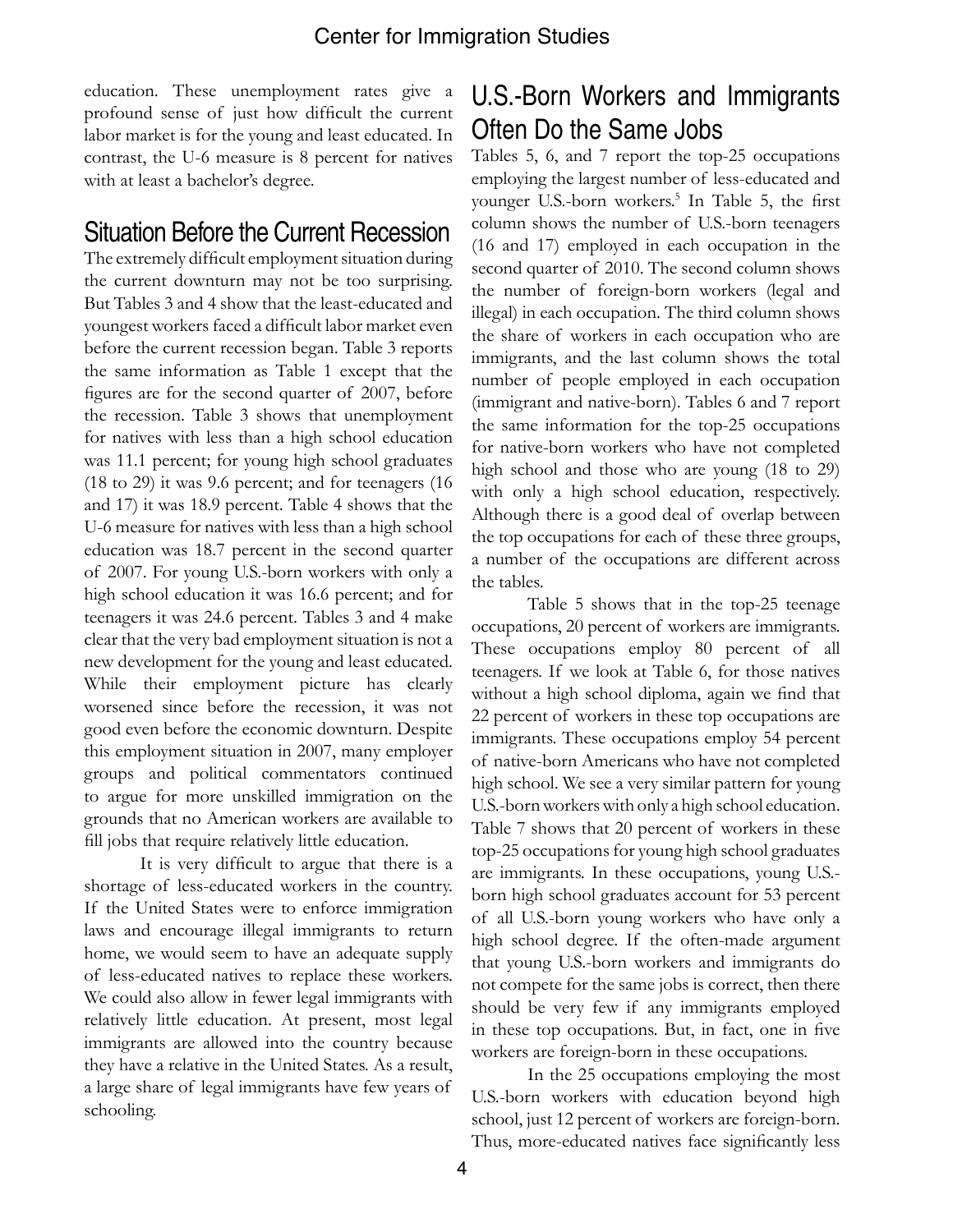education. These unemployment rates give a profound sense of just how difficult the current labor market is for the young and least educated. In contrast, the U-6 measure is 8 percent for natives with at least a bachelor's degree.

## Situation Before the Current Recession

The extremely difficult employment situation during the current downturn may not be too surprising. But Tables 3 and 4 show that the least-educated and youngest workers faced a difficult labor market even before the current recession began. Table 3 reports the same information as Table 1 except that the figures are for the second quarter of 2007, before the recession. Table 3 shows that unemployment for natives with less than a high school education was 11.1 percent; for young high school graduates (18 to 29) it was 9.6 percent; and for teenagers (16 and 17) it was 18.9 percent. Table 4 shows that the U-6 measure for natives with less than a high school education was 18.7 percent in the second quarter of 2007. For young U.S.-born workers with only a high school education it was 16.6 percent; and for teenagers it was 24.6 percent. Tables 3 and 4 make clear that the very bad employment situation is not a new development for the young and least educated. While their employment picture has clearly worsened since before the recession, it was not good even before the economic downturn. Despite this employment situation in 2007, many employer groups and political commentators continued to argue for more unskilled immigration on the grounds that no American workers are available to fill jobs that require relatively little education.

It is very difficult to argue that there is a shortage of less-educated workers in the country. If the United States were to enforce immigration laws and encourage illegal immigrants to return home, we would seem to have an adequate supply of less-educated natives to replace these workers. We could also allow in fewer legal immigrants with relatively little education. At present, most legal immigrants are allowed into the country because they have a relative in the United States. As a result, a large share of legal immigrants have few years of schooling.

## U.S.-Born Workers and Immigrants Often Do the Same Jobs

Tables 5, 6, and 7 report the top-25 occupations employing the largest number of less-educated and younger U.S.-born workers.[5] In Table 5, the first column shows the number of U.S.-born teenagers (16 and 17) employed in each occupation in the second quarter of 2010. The second column shows the number of foreign-born workers (legal and illegal) in each occupation. The third column shows the share of workers in each occupation who are immigrants, and the last column shows the total number of people employed in each occupation (immigrant and native-born). Tables 6 and 7 report the same information for the top-25 occupations for native-born workers who have not completed high school and those who are young (18 to 29) with only a high school education, respectively. Although there is a good deal of overlap between the top occupations for each of these three groups, a number of the occupations are different across the tables.

Table 5 shows that in the top-25 teenage occupations, 20 percent of workers are immigrants. These occupations employ 80 percent of all teenagers. If we look at Table 6, for those natives without a high school diploma, again we find that 22 percent of workers in these top occupations are immigrants. These occupations employ 54 percent of native-born Americans who have not completed high school. We see a very similar pattern for young U.S.-born workers with only a high school education. Table 7 shows that 20 percent of workers in these top-25 occupations for young high school graduates are immigrants. In these occupations, young U.S.-born high school graduates account for 53 percent of all U.S.-born young workers who have only a high school degree. If the often-made argument that young U.S.-born workers and immigrants do not compete for the same jobs is correct, then there should be very few if any immigrants employed in these top occupations. But, in fact, one in five workers are foreign-born in these occupations.

In the 25 occupations employing the most U.S.-born workers with education beyond high school, just 12 percent of workers are foreign-born. Thus, more-educated natives face significantly less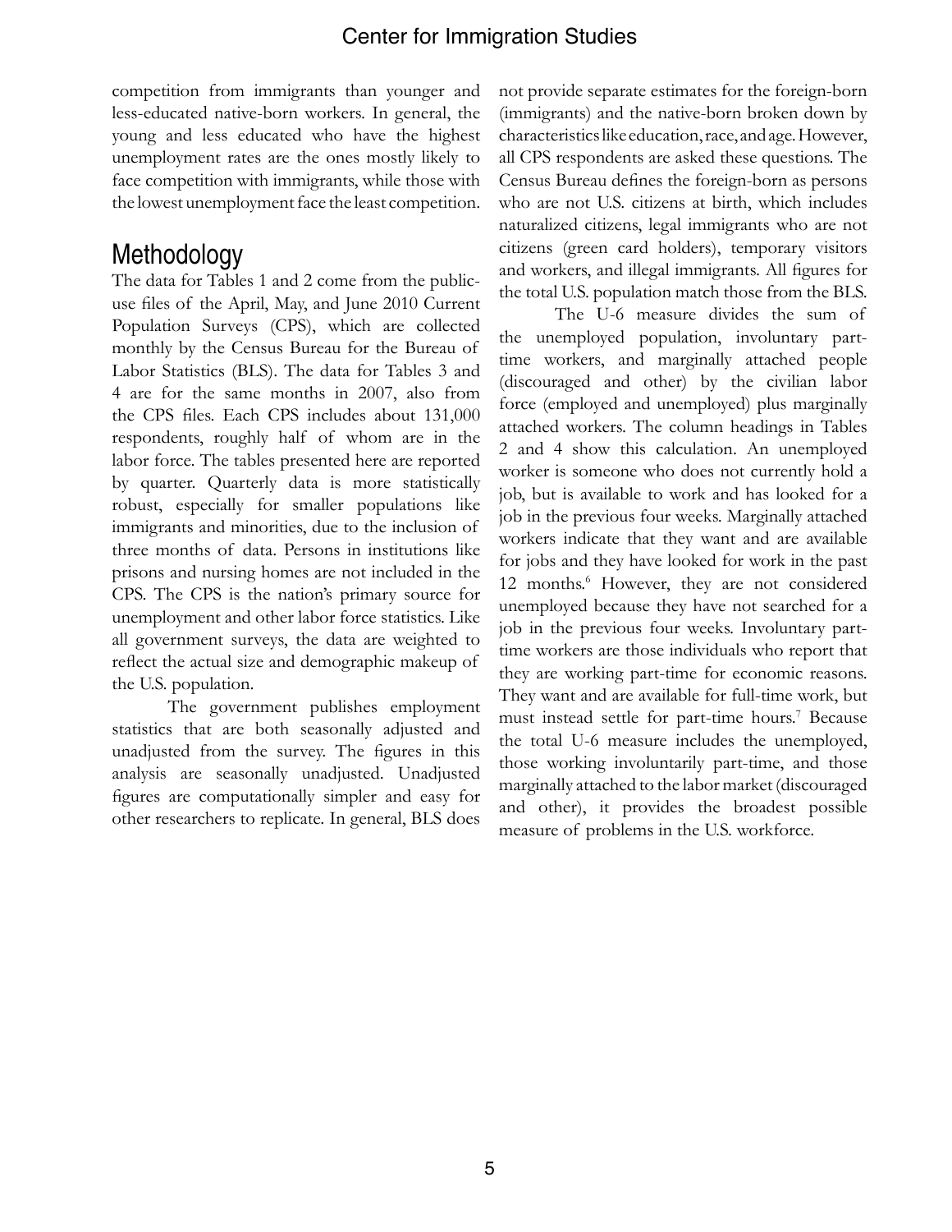competition from immigrants than younger and less-educated native-born workers. In general, the young and less educated who have the highest unemployment rates are the ones mostly likely to face competition with immigrants, while those with the lowest unemployment face the least competition.

## Methodology

The data for Tables 1 and 2 come from the public-use files of the April, May, and June 2010 Current Population Surveys (CPS), which are collected monthly by the Census Bureau for the Bureau of Labor Statistics (BLS). The data for Tables 3 and 4 are for the same months in 2007, also from the CPS files. Each CPS includes about 131,000 respondents, roughly half of whom are in the labor force. The tables presented here are reported by quarter. Quarterly data is more statistically robust, especially for smaller populations like immigrants and minorities, due to the inclusion of three months of data. Persons in institutions like prisons and nursing homes are not included in the CPS. The CPS is the nation's primary source for unemployment and other labor force statistics. Like all government surveys, the data are weighted to reflect the actual size and demographic makeup of the U.S. population.

The government publishes employment statistics that are both seasonally adjusted and unadjusted from the survey. The figures in this analysis are seasonally unadjusted. Unadjusted figures are computationally simpler and easy for other researchers to replicate. In general, BLS does not provide separate estimates for the foreign-born (immigrants) and the native-born broken down by characteristics like education, race, and age. However, all CPS respondents are asked these questions. The Census Bureau defines the foreign-born as persons who are not U.S. citizens at birth, which includes naturalized citizens, legal immigrants who are not citizens (green card holders), temporary visitors and workers, and illegal immigrants. All figures for the total U.S. population match those from the BLS.

The U-6 measure divides the sum of the unemployed population, involuntary part-time workers, and marginally attached people (discouraged and other) by the civilian labor force (employed and unemployed) plus marginally attached workers. The column headings in Tables 2 and 4 show this calculation. An unemployed worker is someone who does not currently hold a job, but is available to work and has looked for a job in the previous four weeks. Marginally attached workers indicate that they want and are available for jobs and they have looked for work in the past 12 months.[6] However, they are not considered unemployed because they have not searched for a job in the previous four weeks. Involuntary part-time workers are those individuals who report that they are working part-time for economic reasons. They want and are available for full-time work, but must instead settle for part-time hours.[7] Because the total U-6 measure includes the unemployed, those working involuntarily part-time, and those marginally attached to the labor market (discouraged and other), it provides the broadest possible measure of problems in the U.S. workforce.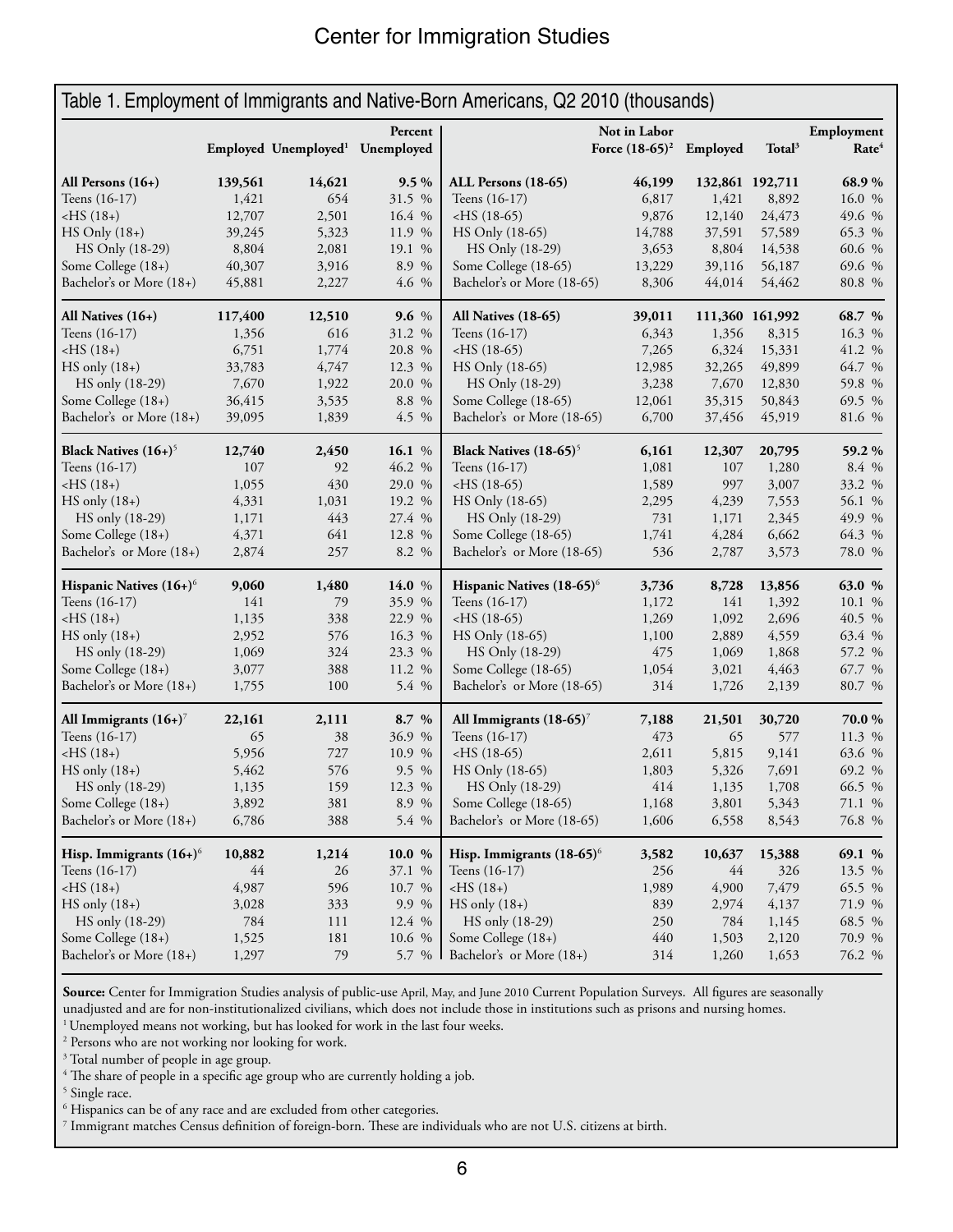## Table 1. Employment of Immigrants and Native-Born Americans, Q2 2010 (thousands)

| | Employed | Unemployed[1] | Percent Unemployed | | Not in Labor Force (18-65)[2] | Employed | Total[3] | Employment Rate[4] |
|---|---|---|---|---|---|---|---|---|
| **All Persons (16+)** | **139,561** | **14,621** | **9.5 %** | **ALL Persons (18-65)** | **46,199** | **132,861** | **192,711** | **68.9 %** |
| Teens (16-17) | 1,421 | 654 | 31.5 % | Teens (16-17) | 6,817 | 1,421 | 8,892 | 16.0 % |
| <HS (18+) | 12,707 | 2,501 | 16.4 % | <HS (18-65) | 9,876 | 12,140 | 24,473 | 49.6 % |
| HS Only (18+) | 39,245 | 5,323 | 11.9 % | HS Only (18-65) | 14,788 | 37,591 | 57,589 | 65.3 % |
| HS Only (18-29) | 8,804 | 2,081 | 19.1 % | HS Only (18-29) | 3,653 | 8,804 | 14,538 | 60.6 % |
| Some College (18+) | 40,307 | 3,916 | 8.9 % | Some College (18-65) | 13,229 | 39,116 | 56,187 | 69.6 % |
| Bachelor's or More (18+) | 45,881 | 2,227 | 4.6 % | Bachelor's or More (18-65) | 8,306 | 44,014 | 54,462 | 80.8 % |
| **All Natives (16+)** | **117,400** | **12,510** | **9.6 %** | **All Natives (18-65)** | **39,011** | **111,360** | **161,992** | **68.7 %** |
| Teens (16-17) | 1,356 | 616 | 31.2 % | Teens (16-17) | 6,343 | 1,356 | 8,315 | 16.3 % |
| <HS (18+) | 6,751 | 1,774 | 20.8 % | <HS (18-65) | 7,265 | 6,324 | 15,331 | 41.2 % |
| HS only (18+) | 33,783 | 4,747 | 12.3 % | HS Only (18-65) | 12,985 | 32,265 | 49,899 | 64.7 % |
| HS only (18-29) | 7,670 | 1,922 | 20.0 % | HS Only (18-29) | 3,238 | 7,670 | 12,830 | 59.8 % |
| Some College (18+) | 36,415 | 3,535 | 8.8 % | Some College (18-65) | 12,061 | 35,315 | 50,843 | 69.5 % |
| Bachelor's or More (18+) | 39,095 | 1,839 | 4.5 % | Bachelor's or More (18-65) | 6,700 | 37,456 | 45,919 | 81.6 % |
| **Black Natives (16+)[5]** | **12,740** | **2,450** | **16.1 %** | **Black Natives (18-65)[5]** | **6,161** | **12,307** | **20,795** | **59.2 %** |
| Teens (16-17) | 107 | 92 | 46.2 % | Teens (16-17) | 1,081 | 107 | 1,280 | 8.4 % |
| <HS (18+) | 1,055 | 430 | 29.0 % | <HS (18-65) | 1,589 | 997 | 3,007 | 33.2 % |
| HS only (18+) | 4,331 | 1,031 | 19.2 % | HS Only (18-65) | 2,295 | 4,239 | 7,553 | 56.1 % |
| HS only (18-29) | 1,171 | 443 | 27.4 % | HS Only (18-29) | 731 | 1,171 | 2,345 | 49.9 % |
| Some College (18+) | 4,371 | 641 | 12.8 % | Some College (18-65) | 1,741 | 4,284 | 6,662 | 64.3 % |
| Bachelor's or More (18+) | 2,874 | 257 | 8.2 % | Bachelor's or More (18-65) | 536 | 2,787 | 3,573 | 78.0 % |
| **Hispanic Natives (16+)[6]** | **9,060** | **1,480** | **14.0 %** | **Hispanic Natives (18-65)[6]** | **3,736** | **8,728** | **13,856** | **63.0 %** |
| Teens (16-17) | 141 | 79 | 35.9 % | Teens (16-17) | 1,172 | 141 | 1,392 | 10.1 % |
| <HS (18+) | 1,135 | 338 | 22.9 % | <HS (18-65) | 1,269 | 1,092 | 2,696 | 40.5 % |
| HS only (18+) | 2,952 | 576 | 16.3 % | HS Only (18-65) | 1,100 | 2,889 | 4,559 | 63.4 % |
| HS only (18-29) | 1,069 | 324 | 23.3 % | HS Only (18-29) | 475 | 1,069 | 1,868 | 57.2 % |
| Some College (18+) | 3,077 | 388 | 11.2 % | Some College (18-65) | 1,054 | 3,021 | 4,463 | 67.7 % |
| Bachelor's or More (18+) | 1,755 | 100 | 5.4 % | Bachelor's or More (18-65) | 314 | 1,726 | 2,139 | 80.7 % |
| **All Immigrants (16+)[7]** | **22,161** | **2,111** | **8.7 %** | **All Immigrants (18-65)[7]** | **7,188** | **21,501** | **30,720** | **70.0 %** |
| Teens (16-17) | 65 | 38 | 36.9 % | Teens (16-17) | 473 | 65 | 577 | 11.3 % |
| <HS (18+) | 5,956 | 727 | 10.9 % | <HS (18-65) | 2,611 | 5,815 | 9,141 | 63.6 % |
| HS only (18+) | 5,462 | 576 | 9.5 % | HS Only (18-65) | 1,803 | 5,326 | 7,691 | 69.2 % |
| HS only (18-29) | 1,135 | 159 | 12.3 % | HS Only (18-29) | 414 | 1,135 | 1,708 | 66.5 % |
| Some College (18+) | 3,892 | 381 | 8.9 % | Some College (18-65) | 1,168 | 3,801 | 5,343 | 71.1 % |
| Bachelor's or More (18+) | 6,786 | 388 | 5.4 % | Bachelor's or More (18-65) | 1,606 | 6,558 | 8,543 | 76.8 % |
| **Hisp. Immigrants (16+)[6]** | **10,882** | **1,214** | **10.0 %** | **Hisp. Immigrants (18-65)[6]** | **3,582** | **10,637** | **15,388** | **69.1 %** |
| Teens (16-17) | 44 | 26 | 37.1 % | Teens (16-17) | 256 | 44 | 326 | 13.5 % |
| <HS (18+) | 4,987 | 596 | 10.7 % | <HS (18+) | 1,989 | 4,900 | 7,479 | 65.5 % |
| HS only (18+) | 3,028 | 333 | 9.9 % | HS only (18+) | 839 | 2,974 | 4,137 | 71.9 % |
| HS only (18-29) | 784 | 111 | 12.4 % | HS only (18-29) | 250 | 784 | 1,145 | 68.5 % |
| Some College (18+) | 1,525 | 181 | 10.6 % | Some College (18+) | 440 | 1,503 | 2,120 | 70.9 % |
| Bachelor's or More (18+) | 1,297 | 79 | 5.7 % | Bachelor's or More (18+) | 314 | 1,260 | 1,653 | 76.2 % |

**Source:** Center for Immigration Studies analysis of public-use April, May, and June 2010 Current Population Surveys. All figures are seasonally unadjusted and are for non-institutionalized civilians, which does not include those in institutions such as prisons and nursing homes.

[1] Unemployed means not working, but has looked for work in the last four weeks.

[2] Persons who are not working nor looking for work.

[3] Total number of people in age group.

[4] The share of people in a specific age group who are currently holding a job.

[5] Single race.

[6] Hispanics can be of any race and are excluded from other categories.

[7] Immigrant matches Census definition of foreign-born. These are individuals who are not U.S. citizens at birth.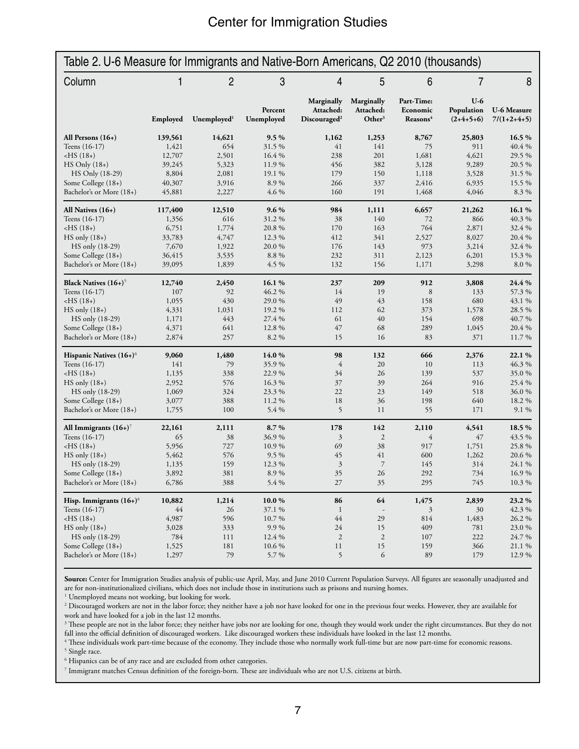## Table 2. U-6 Measure for Immigrants and Native-Born Americans, Q2 2010 (thousands)

| Column | 1 | 2 | 3 | 4 | 5 | 6 | 7 | 8 |
|---|---|---|---|---|---|---|---|---|
| | Employed | Unemployed[1] | Percent Unemployed | Marginally Attached: Discouraged[2] | Marginally Attached: Other[3] | Part-Time: Economic Reasons[4] | U-6 Population (2+4+5+6) | U-6 Measure 7/(1+2+4+5) |
| **All Persons (16+)** | **139,561** | **14,621** | **9.5 %** | **1,162** | **1,253** | **8,767** | **25,803** | **16.5 %** |
| Teens (16-17) | 1,421 | 654 | 31.5 % | 41 | 141 | 75 | 911 | 40.4 % |
| <HS (18+) | 12,707 | 2,501 | 16.4 % | 238 | 201 | 1,681 | 4,621 | 29.5 % |
| HS Only (18+) | 39,245 | 5,323 | 11.9 % | 456 | 382 | 3,128 | 9,289 | 20.5 % |
| HS Only (18-29) | 8,804 | 2,081 | 19.1 % | 179 | 150 | 1,118 | 3,528 | 31.5 % |
| Some College (18+) | 40,307 | 3,916 | 8.9 % | 266 | 337 | 2,416 | 6,935 | 15.5 % |
| Bachelor's or More (18+) | 45,881 | 2,227 | 4.6 % | 160 | 191 | 1,468 | 4,046 | 8.3 % |
| **All Natives (16+)** | **117,400** | **12,510** | **9.6 %** | **984** | **1,111** | **6,657** | **21,262** | **16.1 %** |
| Teens (16-17) | 1,356 | 616 | 31.2 % | 38 | 140 | 72 | 866 | 40.3 % |
| <HS (18+) | 6,751 | 1,774 | 20.8 % | 170 | 163 | 764 | 2,871 | 32.4 % |
| HS only (18+) | 33,783 | 4,747 | 12.3 % | 412 | 341 | 2,527 | 8,027 | 20.4 % |
| HS only (18-29) | 7,670 | 1,922 | 20.0 % | 176 | 143 | 973 | 3,214 | 32.4 % |
| Some College (18+) | 36,415 | 3,535 | 8.8 % | 232 | 311 | 2,123 | 6,201 | 15.3 % |
| Bachelor's or More (18+) | 39,095 | 1,839 | 4.5 % | 132 | 156 | 1,171 | 3,298 | 8.0 % |
| **Black Natives (16+)**[5] | **12,740** | **2,450** | **16.1 %** | **237** | **209** | **912** | **3,808** | **24.4 %** |
| Teens (16-17) | 107 | 92 | 46.2 % | 14 | 19 | 8 | 133 | 57.3 % |
| <HS (18+) | 1,055 | 430 | 29.0 % | 49 | 43 | 158 | 680 | 43.1 % |
| HS only (18+) | 4,331 | 1,031 | 19.2 % | 112 | 62 | 373 | 1,578 | 28.5 % |
| HS only (18-29) | 1,171 | 443 | 27.4 % | 61 | 40 | 154 | 698 | 40.7 % |
| Some College (18+) | 4,371 | 641 | 12.8 % | 47 | 68 | 289 | 1,045 | 20.4 % |
| Bachelor's or More (18+) | 2,874 | 257 | 8.2 % | 15 | 16 | 83 | 371 | 11.7 % |
| **Hispanic Natives (16+)**[6] | **9,060** | **1,480** | **14.0 %** | **98** | **132** | **666** | **2,376** | **22.1 %** |
| Teens (16-17) | 141 | 79 | 35.9 % | 4 | 20 | 10 | 113 | 46.3 % |
| <HS (18+) | 1,135 | 338 | 22.9 % | 34 | 26 | 139 | 537 | 35.0 % |
| HS only (18+) | 2,952 | 576 | 16.3 % | 37 | 39 | 264 | 916 | 25.4 % |
| HS only (18-29) | 1,069 | 324 | 23.3 % | 22 | 23 | 149 | 518 | 36.0 % |
| Some College (18+) | 3,077 | 388 | 11.2 % | 18 | 36 | 198 | 640 | 18.2 % |
| Bachelor's or More (18+) | 1,755 | 100 | 5.4 % | 5 | 11 | 55 | 171 | 9.1 % |
| **All Immigrants (16+)**[7] | **22,161** | **2,111** | **8.7 %** | **178** | **142** | **2,110** | **4,541** | **18.5 %** |
| Teens (16-17) | 65 | 38 | 36.9 % | 3 | 2 | 4 | 47 | 43.5 % |
| <HS (18+) | 5,956 | 727 | 10.9 % | 69 | 38 | 917 | 1,751 | 25.8 % |
| HS only (18+) | 5,462 | 576 | 9.5 % | 45 | 41 | 600 | 1,262 | 20.6 % |
| HS only (18-29) | 1,135 | 159 | 12.3 % | 3 | 7 | 145 | 314 | 24.1 % |
| Some College (18+) | 3,892 | 381 | 8.9 % | 35 | 26 | 292 | 734 | 16.9 % |
| Bachelor's or More (18+) | 6,786 | 388 | 5.4 % | 27 | 35 | 295 | 745 | 10.3 % |
| **Hisp. Immigrants (16+)**[6] | **10,882** | **1,214** | **10.0 %** | **86** | **64** | **1,475** | **2,839** | **23.2 %** |
| Teens (16-17) | 44 | 26 | 37.1 % | 1 | - | 3 | 30 | 42.3 % |
| <HS (18+) | 4,987 | 596 | 10.7 % | 44 | 29 | 814 | 1,483 | 26.2 % |
| HS only (18+) | 3,028 | 333 | 9.9 % | 24 | 15 | 409 | 781 | 23.0 % |
| HS only (18-29) | 784 | 111 | 12.4 % | 2 | 2 | 107 | 222 | 24.7 % |
| Some College (18+) | 1,525 | 181 | 10.6 % | 11 | 15 | 159 | 366 | 21.1 % |
| Bachelor's or More (18+) | 1,297 | 79 | 5.7 % | 5 | 6 | 89 | 179 | 12.9 % |

**Source:** Center for Immigration Studies analysis of public-use April, May, and June 2010 Current Population Surveys. All figures are seasonally unadjusted and are for non-institutionalized civilians, which does not include those in institutions such as prisons and nursing homes.

[1] Unemployed means not working, but looking for work.

[2] Discouraged workers are not in the labor force; they neither have a job nor have looked for one in the previous four weeks. However, they are available for work and have looked for a job in the last 12 months.

[3] These people are not in the labor force; they neither have jobs nor are looking for one, though they would work under the right circumstances. But they do not fall into the official definition of discouraged workers. Like discouraged workers these individuals have looked in the last 12 months.

[4] These individuals work part-time because of the economy. They include those who normally work full-time but are now part-time for economic reasons.

[5] Single race.

[6] Hispanics can be of any race and are excluded from other categories.

[7] Immigrant matches Census definition of the foreign-born. These are individuals who are not U.S. citizens at birth.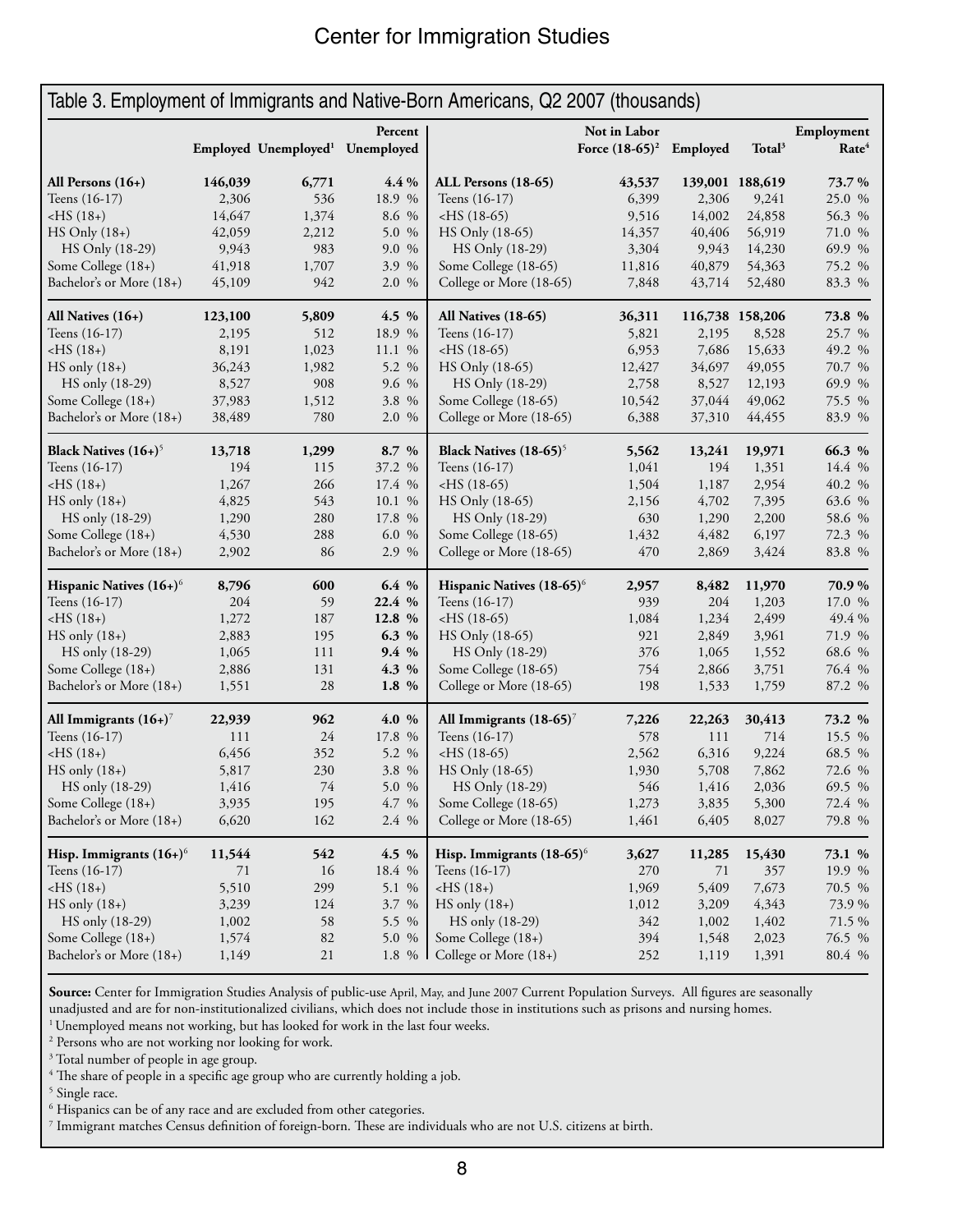## Table 3. Employment of Immigrants and Native-Born Americans, Q2 2007 (thousands)

| | Employed | Unemployed[1] | Percent Unemployed | | Not in Labor Force (18-65)[2] | Employed | Total[3] | Employment Rate[4] |
|---|---|---|---|---|---|---|---|---|
| **All Persons (16+)** | **146,039** | **6,771** | **4.4 %** | **ALL Persons (18-65)** | **43,537** | **139,001** | **188,619** | **73.7 %** |
| Teens (16-17) | 2,306 | 536 | 18.9 % | Teens (16-17) | 6,399 | 2,306 | 9,241 | 25.0 % |
| <HS (18+) | 14,647 | 1,374 | 8.6 % | <HS (18-65) | 9,516 | 14,002 | 24,858 | 56.3 % |
| HS Only (18+) | 42,059 | 2,212 | 5.0 % | HS Only (18-65) | 14,357 | 40,406 | 56,919 | 71.0 % |
| HS Only (18-29) | 9,943 | 983 | 9.0 % | HS Only (18-29) | 3,304 | 9,943 | 14,230 | 69.9 % |
| Some College (18+) | 41,918 | 1,707 | 3.9 % | Some College (18-65) | 11,816 | 40,879 | 54,363 | 75.2 % |
| Bachelor's or More (18+) | 45,109 | 942 | 2.0 % | College or More (18-65) | 7,848 | 43,714 | 52,480 | 83.3 % |
| **All Natives (16+)** | **123,100** | **5,809** | **4.5 %** | **All Natives (18-65)** | **36,311** | **116,738** | **158,206** | **73.8 %** |
| Teens (16-17) | 2,195 | 512 | 18.9 % | Teens (16-17) | 5,821 | 2,195 | 8,528 | 25.7 % |
| <HS (18+) | 8,191 | 1,023 | 11.1 % | <HS (18-65) | 6,953 | 7,686 | 15,633 | 49.2 % |
| HS only (18+) | 36,243 | 1,982 | 5.2 % | HS Only (18-65) | 12,427 | 34,697 | 49,055 | 70.7 % |
| HS only (18-29) | 8,527 | 908 | 9.6 % | HS Only (18-29) | 2,758 | 8,527 | 12,193 | 69.9 % |
| Some College (18+) | 37,983 | 1,512 | 3.8 % | Some College (18-65) | 10,542 | 37,044 | 49,062 | 75.5 % |
| Bachelor's or More (18+) | 38,489 | 780 | 2.0 % | College or More (18-65) | 6,388 | 37,310 | 44,455 | 83.9 % |
| **Black Natives (16+)[5]** | **13,718** | **1,299** | **8.7 %** | **Black Natives (18-65)[5]** | **5,562** | **13,241** | **19,971** | **66.3 %** |
| Teens (16-17) | 194 | 115 | 37.2 % | Teens (16-17) | 1,041 | 194 | 1,351 | 14.4 % |
| <HS (18+) | 1,267 | 266 | 17.4 % | <HS (18-65) | 1,504 | 1,187 | 2,954 | 40.2 % |
| HS only (18+) | 4,825 | 543 | 10.1 % | HS Only (18-65) | 2,156 | 4,702 | 7,395 | 63.6 % |
| HS only (18-29) | 1,290 | 280 | 17.8 % | HS Only (18-29) | 630 | 1,290 | 2,200 | 58.6 % |
| Some College (18+) | 4,530 | 288 | 6.0 % | Some College (18-65) | 1,432 | 4,482 | 6,197 | 72.3 % |
| Bachelor's or More (18+) | 2,902 | 86 | 2.9 % | College or More (18-65) | 470 | 2,869 | 3,424 | 83.8 % |
| **Hispanic Natives (16+)[6]** | **8,796** | **600** | **6.4 %** | **Hispanic Natives (18-65)[6]** | **2,957** | **8,482** | **11,970** | **70.9 %** |
| Teens (16-17) | 204 | 59 | **22.4 %** | Teens (16-17) | 939 | 204 | 1,203 | 17.0 % |
| <HS (18+) | 1,272 | 187 | **12.8 %** | <HS (18-65) | 1,084 | 1,234 | 2,499 | 49.4 % |
| HS only (18+) | 2,883 | 195 | **6.3 %** | HS Only (18-65) | 921 | 2,849 | 3,961 | 71.9 % |
| HS only (18-29) | 1,065 | 111 | **9.4 %** | HS Only (18-29) | 376 | 1,065 | 1,552 | 68.6 % |
| Some College (18+) | 2,886 | 131 | **4.3 %** | Some College (18-65) | 754 | 2,866 | 3,751 | 76.4 % |
| Bachelor's or More (18+) | 1,551 | 28 | **1.8 %** | College or More (18-65) | 198 | 1,533 | 1,759 | 87.2 % |
| **All Immigrants (16+)[7]** | **22,939** | **962** | **4.0 %** | **All Immigrants (18-65)[7]** | **7,226** | **22,263** | **30,413** | **73.2 %** |
| Teens (16-17) | 111 | 24 | 17.8 % | Teens (16-17) | 578 | 111 | 714 | 15.5 % |
| <HS (18+) | 6,456 | 352 | 5.2 % | <HS (18-65) | 2,562 | 6,316 | 9,224 | 68.5 % |
| HS only (18+) | 5,817 | 230 | 3.8 % | HS Only (18-65) | 1,930 | 5,708 | 7,862 | 72.6 % |
| HS only (18-29) | 1,416 | 74 | 5.0 % | HS Only (18-29) | 546 | 1,416 | 2,036 | 69.5 % |
| Some College (18+) | 3,935 | 195 | 4.7 % | Some College (18-65) | 1,273 | 3,835 | 5,300 | 72.4 % |
| Bachelor's or More (18+) | 6,620 | 162 | 2.4 % | College or More (18-65) | 1,461 | 6,405 | 8,027 | 79.8 % |
| **Hisp. Immigrants (16+)[6]** | **11,544** | **542** | **4.5 %** | **Hisp. Immigrants (18-65)[6]** | **3,627** | **11,285** | **15,430** | **73.1 %** |
| Teens (16-17) | 71 | 16 | 18.4 % | Teens (16-17) | 270 | 71 | 357 | 19.9 % |
| <HS (18+) | 5,510 | 299 | 5.1 % | <HS (18+) | 1,969 | 5,409 | 7,673 | 70.5 % |
| HS only (18+) | 3,239 | 124 | 3.7 % | HS only (18+) | 1,012 | 3,209 | 4,343 | 73.9 % |
| HS only (18-29) | 1,002 | 58 | 5.5 % | HS only (18-29) | 342 | 1,002 | 1,402 | 71.5 % |
| Some College (18+) | 1,574 | 82 | 5.0 % | Some College (18+) | 394 | 1,548 | 2,023 | 76.5 % |
| Bachelor's or More (18+) | 1,149 | 21 | 1.8 % | College or More (18+) | 252 | 1,119 | 1,391 | 80.4 % |

**Source:** Center for Immigration Studies Analysis of public-use April, May, and June 2007 Current Population Surveys. All figures are seasonally unadjusted and are for non-institutionalized civilians, which does not include those in institutions such as prisons and nursing homes.

[1] Unemployed means not working, but has looked for work in the last four weeks.

[2] Persons who are not working nor looking for work.

[3] Total number of people in age group.

[4] The share of people in a specific age group who are currently holding a job.

[5] Single race.

[6] Hispanics can be of any race and are excluded from other categories.

[7] Immigrant matches Census definition of foreign-born. These are individuals who are not U.S. citizens at birth.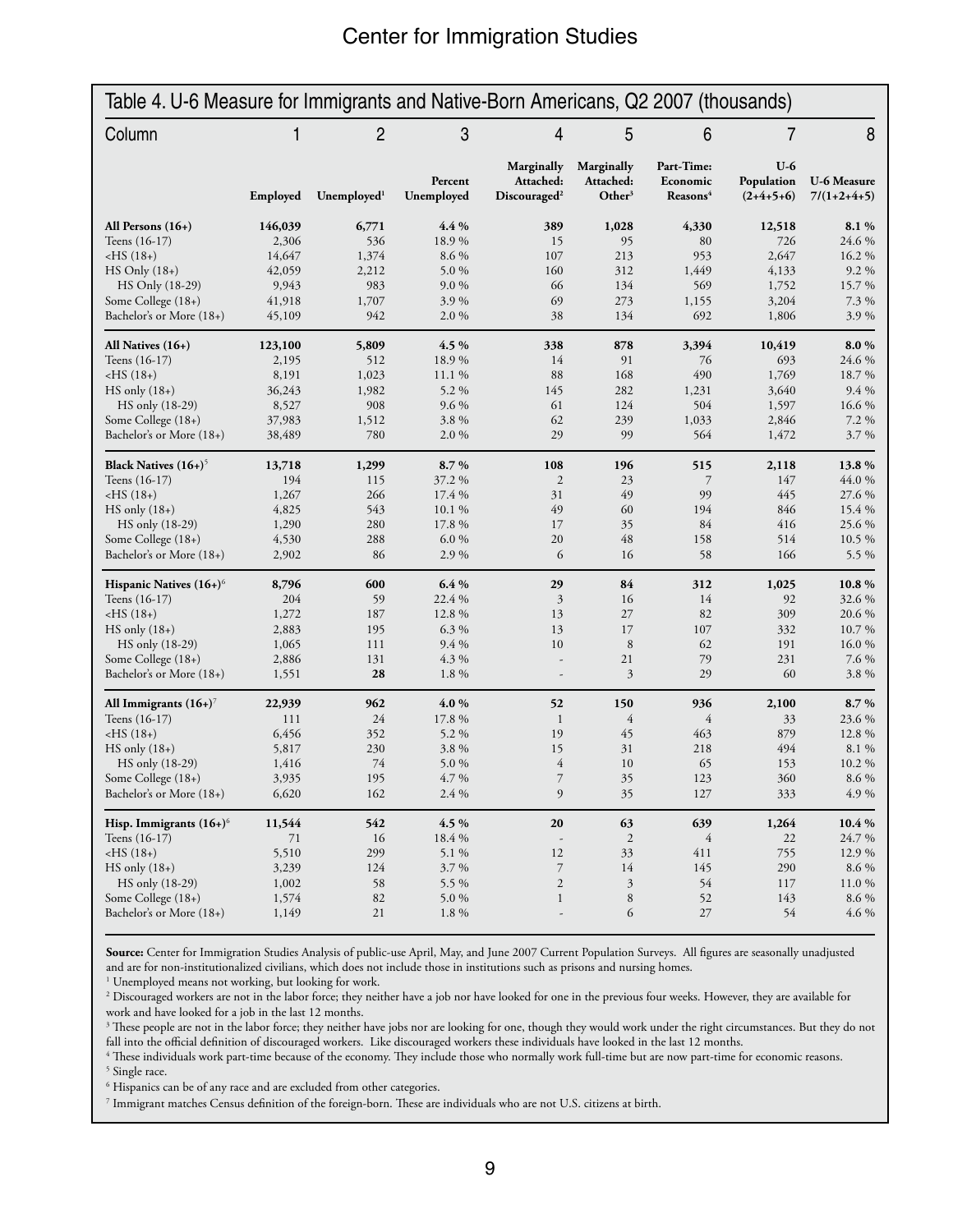## Table 4. U-6 Measure for Immigrants and Native-Born Americans, Q2 2007 (thousands)

| Column | 1 | 2 | 3 | 4 | 5 | 6 | 7 | 8 |
|---|---|---|---|---|---|---|---|---|
| | Employed | Unemployed[1] | Percent Unemployed | Marginally Attached: Discouraged[2] | Marginally Attached: Other[3] | Part-Time: Economic Reasons[4] | U-6 Population (2+4+5+6) | U-6 Measure 7/(1+2+4+5) |
| **All Persons (16+)** | **146,039** | **6,771** | **4.4 %** | **389** | **1,028** | **4,330** | **12,518** | **8.1 %** |
| Teens (16-17) | 2,306 | 536 | 18.9 % | 15 | 95 | 80 | 726 | 24.6 % |
| <HS (18+) | 14,647 | 1,374 | 8.6 % | 107 | 213 | 953 | 2,647 | 16.2 % |
| HS Only (18+) | 42,059 | 2,212 | 5.0 % | 160 | 312 | 1,449 | 4,133 | 9.2 % |
| HS Only (18-29) | 9,943 | 983 | 9.0 % | 66 | 134 | 569 | 1,752 | 15.7 % |
| Some College (18+) | 41,918 | 1,707 | 3.9 % | 69 | 273 | 1,155 | 3,204 | 7.3 % |
| Bachelor's or More (18+) | 45,109 | 942 | 2.0 % | 38 | 134 | 692 | 1,806 | 3.9 % |
| **All Natives (16+)** | **123,100** | **5,809** | **4.5 %** | **338** | **878** | **3,394** | **10,419** | **8.0 %** |
| Teens (16-17) | 2,195 | 512 | 18.9 % | 14 | 91 | 76 | 693 | 24.6 % |
| <HS (18+) | 8,191 | 1,023 | 11.1 % | 88 | 168 | 490 | 1,769 | 18.7 % |
| HS only (18+) | 36,243 | 1,982 | 5.2 % | 145 | 282 | 1,231 | 3,640 | 9.4 % |
| HS only (18-29) | 8,527 | 908 | 9.6 % | 61 | 124 | 504 | 1,597 | 16.6 % |
| Some College (18+) | 37,983 | 1,512 | 3.8 % | 62 | 239 | 1,033 | 2,846 | 7.2 % |
| Bachelor's or More (18+) | 38,489 | 780 | 2.0 % | 29 | 99 | 564 | 1,472 | 3.7 % |
| **Black Natives (16+)**[5] | **13,718** | **1,299** | **8.7 %** | **108** | **196** | **515** | **2,118** | **13.8 %** |
| Teens (16-17) | 194 | 115 | 37.2 % | 2 | 23 | 7 | 147 | 44.0 % |
| <HS (18+) | 1,267 | 266 | 17.4 % | 31 | 49 | 99 | 445 | 27.6 % |
| HS only (18+) | 4,825 | 543 | 10.1 % | 49 | 60 | 194 | 846 | 15.4 % |
| HS only (18-29) | 1,290 | 280 | 17.8 % | 17 | 35 | 84 | 416 | 25.6 % |
| Some College (18+) | 4,530 | 288 | 6.0 % | 20 | 48 | 158 | 514 | 10.5 % |
| Bachelor's or More (18+) | 2,902 | 86 | 2.9 % | 6 | 16 | 58 | 166 | 5.5 % |
| **Hispanic Natives (16+)**[6] | **8,796** | **600** | **6.4 %** | **29** | **84** | **312** | **1,025** | **10.8 %** |
| Teens (16-17) | 204 | 59 | 22.4 % | 3 | 16 | 14 | 92 | 32.6 % |
| <HS (18+) | 1,272 | 187 | 12.8 % | 13 | 27 | 82 | 309 | 20.6 % |
| HS only (18+) | 2,883 | 195 | 6.3 % | 13 | 17 | 107 | 332 | 10.7 % |
| HS only (18-29) | 1,065 | 111 | 9.4 % | 10 | 8 | 62 | 191 | 16.0 % |
| Some College (18+) | 2,886 | 131 | 4.3 % | - | 21 | 79 | 231 | 7.6 % |
| Bachelor's or More (18+) | 1,551 | **28** | 1.8 % | - | 3 | 29 | 60 | 3.8 % |
| **All Immigrants (16+)**[7] | **22,939** | **962** | **4.0 %** | **52** | **150** | **936** | **2,100** | **8.7 %** |
| Teens (16-17) | 111 | 24 | 17.8 % | 1 | 4 | 4 | 33 | 23.6 % |
| <HS (18+) | 6,456 | 352 | 5.2 % | 19 | 45 | 463 | 879 | 12.8 % |
| HS only (18+) | 5,817 | 230 | 3.8 % | 15 | 31 | 218 | 494 | 8.1 % |
| HS only (18-29) | 1,416 | 74 | 5.0 % | 4 | 10 | 65 | 153 | 10.2 % |
| Some College (18+) | 3,935 | 195 | 4.7 % | 7 | 35 | 123 | 360 | 8.6 % |
| Bachelor's or More (18+) | 6,620 | 162 | 2.4 % | 9 | 35 | 127 | 333 | 4.9 % |
| **Hisp. Immigrants (16+)**[6] | **11,544** | **542** | **4.5 %** | **20** | **63** | **639** | **1,264** | **10.4 %** |
| Teens (16-17) | 71 | 16 | 18.4 % | - | 2 | 4 | 22 | 24.7 % |
| <HS (18+) | 5,510 | 299 | 5.1 % | 12 | 33 | 411 | 755 | 12.9 % |
| HS only (18+) | 3,239 | 124 | 3.7 % | 7 | 14 | 145 | 290 | 8.6 % |
| HS only (18-29) | 1,002 | 58 | 5.5 % | 2 | 3 | 54 | 117 | 11.0 % |
| Some College (18+) | 1,574 | 82 | 5.0 % | 1 | 8 | 52 | 143 | 8.6 % |
| Bachelor's or More (18+) | 1,149 | 21 | 1.8 % | - | 6 | 27 | 54 | 4.6 % |

**Source:** Center for Immigration Studies Analysis of public-use April, May, and June 2007 Current Population Surveys. All figures are seasonally unadjusted and are for non-institutionalized civilians, which does not include those in institutions such as prisons and nursing homes.

[1] Unemployed means not working, but looking for work.

[2] Discouraged workers are not in the labor force; they neither have a job nor have looked for one in the previous four weeks. However, they are available for work and have looked for a job in the last 12 months.

[3] These people are not in the labor force; they neither have jobs nor are looking for one, though they would work under the right circumstances. But they do not fall into the official definition of discouraged workers. Like discouraged workers these individuals have looked in the last 12 months.

[4] These individuals work part-time because of the economy. They include those who normally work full-time but are now part-time for economic reasons.

[5] Single race.

[6] Hispanics can be of any race and are excluded from other categories.

[7] Immigrant matches Census definition of the foreign-born. These are individuals who are not U.S. citizens at birth.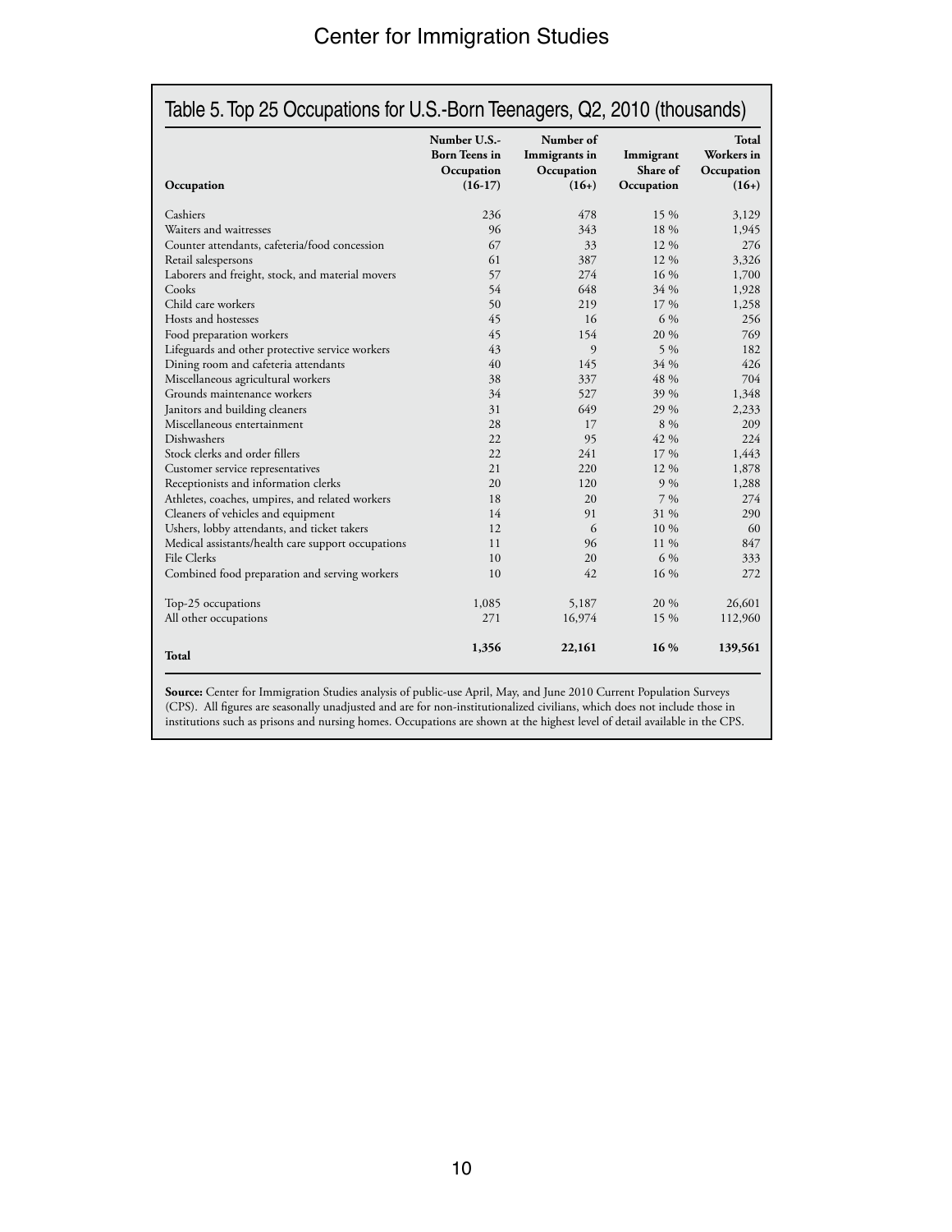## Table 5. Top 25 Occupations for U.S.-Born Teenagers, Q2, 2010 (thousands)

| Occupation | Number U.S.-Born Teens in Occupation (16-17) | Number of Immigrants in Occupation (16+) | Immigrant Share of Occupation | Total Workers in Occupation (16+) |
|---|---|---|---|---|
| Cashiers | 236 | 478 | 15 % | 3,129 |
| Waiters and waitresses | 96 | 343 | 18 % | 1,945 |
| Counter attendants, cafeteria/food concession | 67 | 33 | 12 % | 276 |
| Retail salespersons | 61 | 387 | 12 % | 3,326 |
| Laborers and freight, stock, and material movers | 57 | 274 | 16 % | 1,700 |
| Cooks | 54 | 648 | 34 % | 1,928 |
| Child care workers | 50 | 219 | 17 % | 1,258 |
| Hosts and hostesses | 45 | 16 | 6 % | 256 |
| Food preparation workers | 45 | 154 | 20 % | 769 |
| Lifeguards and other protective service workers | 43 | 9 | 5 % | 182 |
| Dining room and cafeteria attendants | 40 | 145 | 34 % | 426 |
| Miscellaneous agricultural workers | 38 | 337 | 48 % | 704 |
| Grounds maintenance workers | 34 | 527 | 39 % | 1,348 |
| Janitors and building cleaners | 31 | 649 | 29 % | 2,233 |
| Miscellaneous entertainment | 28 | 17 | 8 % | 209 |
| Dishwashers | 22 | 95 | 42 % | 224 |
| Stock clerks and order fillers | 22 | 241 | 17 % | 1,443 |
| Customer service representatives | 21 | 220 | 12 % | 1,878 |
| Receptionists and information clerks | 20 | 120 | 9 % | 1,288 |
| Athletes, coaches, umpires, and related workers | 18 | 20 | 7 % | 274 |
| Cleaners of vehicles and equipment | 14 | 91 | 31 % | 290 |
| Ushers, lobby attendants, and ticket takers | 12 | 6 | 10 % | 60 |
| Medical assistants/health care support occupations | 11 | 96 | 11 % | 847 |
| File Clerks | 10 | 20 | 6 % | 333 |
| Combined food preparation and serving workers | 10 | 42 | 16 % | 272 |
| Top-25 occupations | 1,085 | 5,187 | 20 % | 26,601 |
| All other occupations | 271 | 16,974 | 15 % | 112,960 |
| **Total** | **1,356** | **22,161** | **16 %** | **139,561** |

**Source:** Center for Immigration Studies analysis of public-use April, May, and June 2010 Current Population Surveys (CPS). All figures are seasonally unadjusted and are for non-institutionalized civilians, which does not include those in institutions such as prisons and nursing homes. Occupations are shown at the highest level of detail available in the CPS.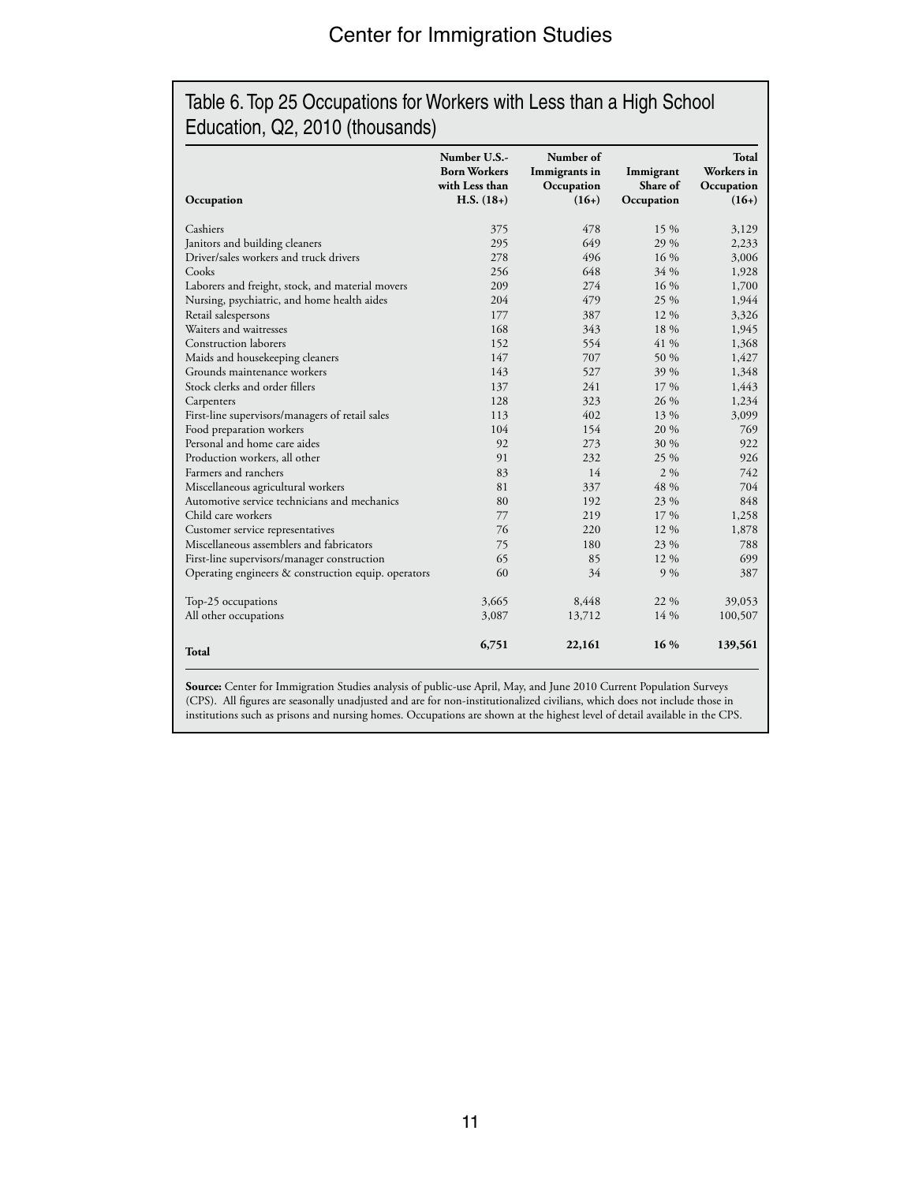## Table 6. Top 25 Occupations for Workers with Less than a High School Education, Q2, 2010 (thousands)

| Occupation | Number U.S.-Born Workers with Less than H.S. (18+) | Number of Immigrants in Occupation (16+) | Immigrant Share of Occupation | Total Workers in Occupation (16+) |
|---|---|---|---|---|
| Cashiers | 375 | 478 | 15 % | 3,129 |
| Janitors and building cleaners | 295 | 649 | 29 % | 2,233 |
| Driver/sales workers and truck drivers | 278 | 496 | 16 % | 3,006 |
| Cooks | 256 | 648 | 34 % | 1,928 |
| Laborers and freight, stock, and material movers | 209 | 274 | 16 % | 1,700 |
| Nursing, psychiatric, and home health aides | 204 | 479 | 25 % | 1,944 |
| Retail salespersons | 177 | 387 | 12 % | 3,326 |
| Waiters and waitresses | 168 | 343 | 18 % | 1,945 |
| Construction laborers | 152 | 554 | 41 % | 1,368 |
| Maids and housekeeping cleaners | 147 | 707 | 50 % | 1,427 |
| Grounds maintenance workers | 143 | 527 | 39 % | 1,348 |
| Stock clerks and order fillers | 137 | 241 | 17 % | 1,443 |
| Carpenters | 128 | 323 | 26 % | 1,234 |
| First-line supervisors/managers of retail sales | 113 | 402 | 13 % | 3,099 |
| Food preparation workers | 104 | 154 | 20 % | 769 |
| Personal and home care aides | 92 | 273 | 30 % | 922 |
| Production workers, all other | 91 | 232 | 25 % | 926 |
| Farmers and ranchers | 83 | 14 | 2 % | 742 |
| Miscellaneous agricultural workers | 81 | 337 | 48 % | 704 |
| Automotive service technicians and mechanics | 80 | 192 | 23 % | 848 |
| Child care workers | 77 | 219 | 17 % | 1,258 |
| Customer service representatives | 76 | 220 | 12 % | 1,878 |
| Miscellaneous assemblers and fabricators | 75 | 180 | 23 % | 788 |
| First-line supervisors/manager construction | 65 | 85 | 12 % | 699 |
| Operating engineers & construction equip. operators | 60 | 34 | 9 % | 387 |
| Top-25 occupations | 3,665 | 8,448 | 22 % | 39,053 |
| All other occupations | 3,087 | 13,712 | 14 % | 100,507 |
| **Total** | **6,751** | **22,161** | **16 %** | **139,561** |

**Source:** Center for Immigration Studies analysis of public-use April, May, and June 2010 Current Population Surveys (CPS). All figures are seasonally unadjusted and are for non-institutionalized civilians, which does not include those in institutions such as prisons and nursing homes. Occupations are shown at the highest level of detail available in the CPS.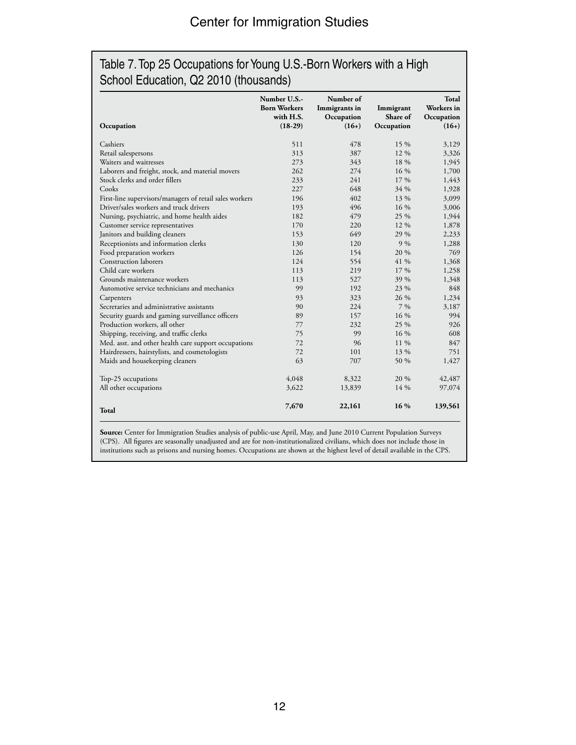## Table 7. Top 25 Occupations for Young U.S.-Born Workers with a High School Education, Q2 2010 (thousands)

| Occupation | Number U.S.-Born Workers with H.S. (18-29) | Number of Immigrants in Occupation (16+) | Immigrant Share of Occupation | Total Workers in Occupation (16+) |
|---|---|---|---|---|
| Cashiers | 511 | 478 | 15 % | 3,129 |
| Retail salespersons | 313 | 387 | 12 % | 3,326 |
| Waiters and waitresses | 273 | 343 | 18 % | 1,945 |
| Laborers and freight, stock, and material movers | 262 | 274 | 16 % | 1,700 |
| Stock clerks and order fillers | 233 | 241 | 17 % | 1,443 |
| Cooks | 227 | 648 | 34 % | 1,928 |
| First-line supervisors/managers of retail sales workers | 196 | 402 | 13 % | 3,099 |
| Driver/sales workers and truck drivers | 193 | 496 | 16 % | 3,006 |
| Nursing, psychiatric, and home health aides | 182 | 479 | 25 % | 1,944 |
| Customer service representatives | 170 | 220 | 12 % | 1,878 |
| Janitors and building cleaners | 153 | 649 | 29 % | 2,233 |
| Receptionists and information clerks | 130 | 120 | 9 % | 1,288 |
| Food preparation workers | 126 | 154 | 20 % | 769 |
| Construction laborers | 124 | 554 | 41 % | 1,368 |
| Child care workers | 113 | 219 | 17 % | 1,258 |
| Grounds maintenance workers | 113 | 527 | 39 % | 1,348 |
| Automotive service technicians and mechanics | 99 | 192 | 23 % | 848 |
| Carpenters | 93 | 323 | 26 % | 1,234 |
| Secretaries and administrative assistants | 90 | 224 | 7 % | 3,187 |
| Security guards and gaming surveillance officers | 89 | 157 | 16 % | 994 |
| Production workers, all other | 77 | 232 | 25 % | 926 |
| Shipping, receiving, and traffic clerks | 75 | 99 | 16 % | 608 |
| Med. asst. and other health care support occupations | 72 | 96 | 11 % | 847 |
| Hairdressers, hairstylists, and cosmetologists | 72 | 101 | 13 % | 751 |
| Maids and housekeeping cleaners | 63 | 707 | 50 % | 1,427 |
| Top-25 occupations | 4,048 | 8,322 | 20 % | 42,487 |
| All other occupations | 3,622 | 13,839 | 14 % | 97,074 |
| **Total** | **7,670** | **22,161** | **16 %** | **139,561** |

**Source:** Center for Immigration Studies analysis of public-use April, May, and June 2010 Current Population Surveys (CPS). All figures are seasonally unadjusted and are for non-institutionalized civilians, which does not include those in institutions such as prisons and nursing homes. Occupations are shown at the highest level of detail available in the CPS.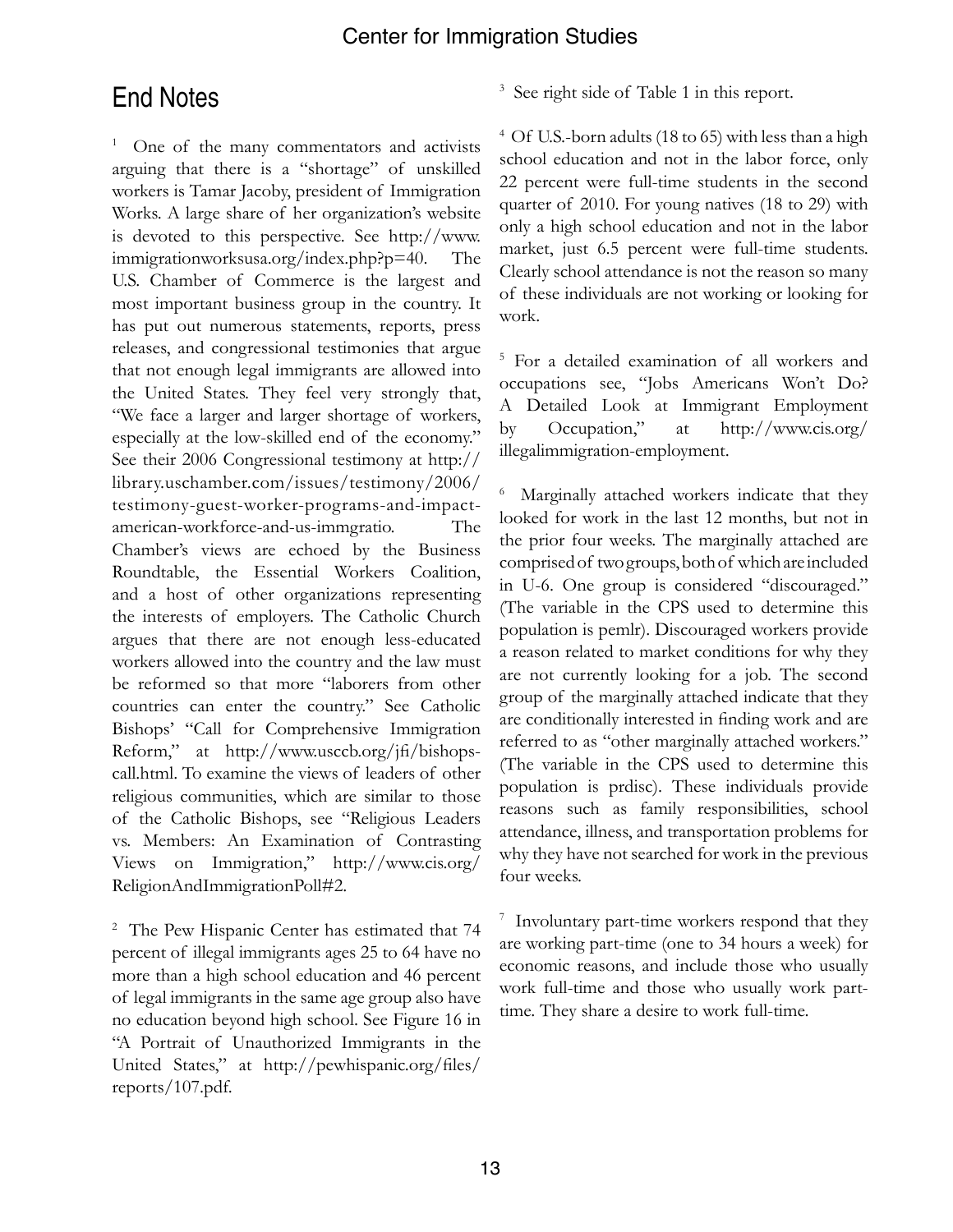## End Notes

[1] One of the many commentators and activists arguing that there is a "shortage" of unskilled workers is Tamar Jacoby, president of Immigration Works. A large share of her organization's website is devoted to this perspective. See http://www.immigrationworksusa.org/index.php?p=40. The U.S. Chamber of Commerce is the largest and most important business group in the country. It has put out numerous statements, reports, press releases, and congressional testimonies that argue that not enough legal immigrants are allowed into the United States. They feel very strongly that, "We face a larger and larger shortage of workers, especially at the low-skilled end of the economy." See their 2006 Congressional testimony at http://library.uschamber.com/issues/testimony/2006/testimony-guest-worker-programs-and-impact-american-workforce-and-us-immgratio. The Chamber's views are echoed by the Business Roundtable, the Essential Workers Coalition, and a host of other organizations representing the interests of employers. The Catholic Church argues that there are not enough less-educated workers allowed into the country and the law must be reformed so that more "laborers from other countries can enter the country." See Catholic Bishops' "Call for Comprehensive Immigration Reform," at http://www.usccb.org/jfi/bishops-call.html. To examine the views of leaders of other religious communities, which are similar to those of the Catholic Bishops, see "Religious Leaders vs. Members: An Examination of Contrasting Views on Immigration," http://www.cis.org/ReligionAndImmigrationPoll#2.

[2] The Pew Hispanic Center has estimated that 74 percent of illegal immigrants ages 25 to 64 have no more than a high school education and 46 percent of legal immigrants in the same age group also have no education beyond high school. See Figure 16 in "A Portrait of Unauthorized Immigrants in the United States," at http://pewhispanic.org/files/reports/107.pdf.

[3] See right side of Table 1 in this report.

[4] Of U.S.-born adults (18 to 65) with less than a high school education and not in the labor force, only 22 percent were full-time students in the second quarter of 2010. For young natives (18 to 29) with only a high school education and not in the labor market, just 6.5 percent were full-time students. Clearly school attendance is not the reason so many of these individuals are not working or looking for work.

[5] For a detailed examination of all workers and occupations see, "Jobs Americans Won't Do? A Detailed Look at Immigrant Employment by Occupation," at http://www.cis.org/illegalimmigration-employment.

[6] Marginally attached workers indicate that they looked for work in the last 12 months, but not in the prior four weeks. The marginally attached are comprised of two groups, both of which are included in U-6. One group is considered "discouraged." (The variable in the CPS used to determine this population is pemlr). Discouraged workers provide a reason related to market conditions for why they are not currently looking for a job. The second group of the marginally attached indicate that they are conditionally interested in finding work and are referred to as "other marginally attached workers." (The variable in the CPS used to determine this population is prdisc). These individuals provide reasons such as family responsibilities, school attendance, illness, and transportation problems for why they have not searched for work in the previous four weeks.

[7] Involuntary part-time workers respond that they are working part-time (one to 34 hours a week) for economic reasons, and include those who usually work full-time and those who usually work part-time. They share a desire to work full-time.